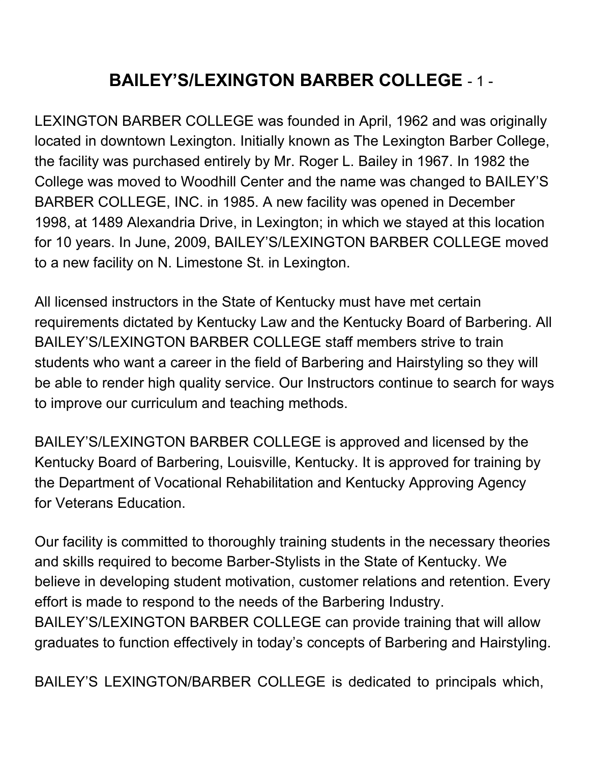# BAILEY'S/LEXINGTON BARBER COLLEGE - 1 -

LEXINGTON BARBER COLLEGE was founded in April, 1962 and was originally located in downtown Lexington. Initially known as The Lexington Barber College, the facility was purchased entirely by Mr. Roger L. Bailey in 1967. In 1982 the College was moved to Woodhill Center and the name was changed to BAILEY'S BARBER COLLEGE, INC. in 1985. A new facility was opened in December 1998, at 1489 Alexandria Drive, in Lexington; in which we stayed at this location for 10 years. In June, 2009, BAILEY'S/LEXINGTON BARBER COLLEGE moved to a new facility on N. Limestone St. in Lexington.

All licensed instructors in the State of Kentucky must have met certain requirements dictated by Kentucky Law and the Kentucky Board of Barbering. All BAILEY'S/LEXINGTON BARBER COLLEGE staff members strive to train students who want a career in the field of Barbering and Hairstyling so they will be able to render high quality service. Our Instructors continue to search for ways to improve our curriculum and teaching methods.

BAILEY'S/LEXINGTON BARBER COLLEGE is approved and licensed by the Kentucky Board of Barbering, Louisville, Kentucky. It is approved for training by the Department of Vocational Rehabilitation and Kentucky Approving Agency for Veterans Education.

Our facility is committed to thoroughly training students in the necessary theories and skills required to become Barber-Stylists in the State of Kentucky. We believe in developing student motivation, customer relations and retention. Every effort is made to respond to the needs of the Barbering Industry. BAILEY'S/LEXINGTON BARBER COLLEGE can provide training that will allow graduates to function effectively in today's concepts of Barbering and Hairstyling.

BAILEY'S LEXINGTON/BARBER COLLEGE is dedicated to principals which,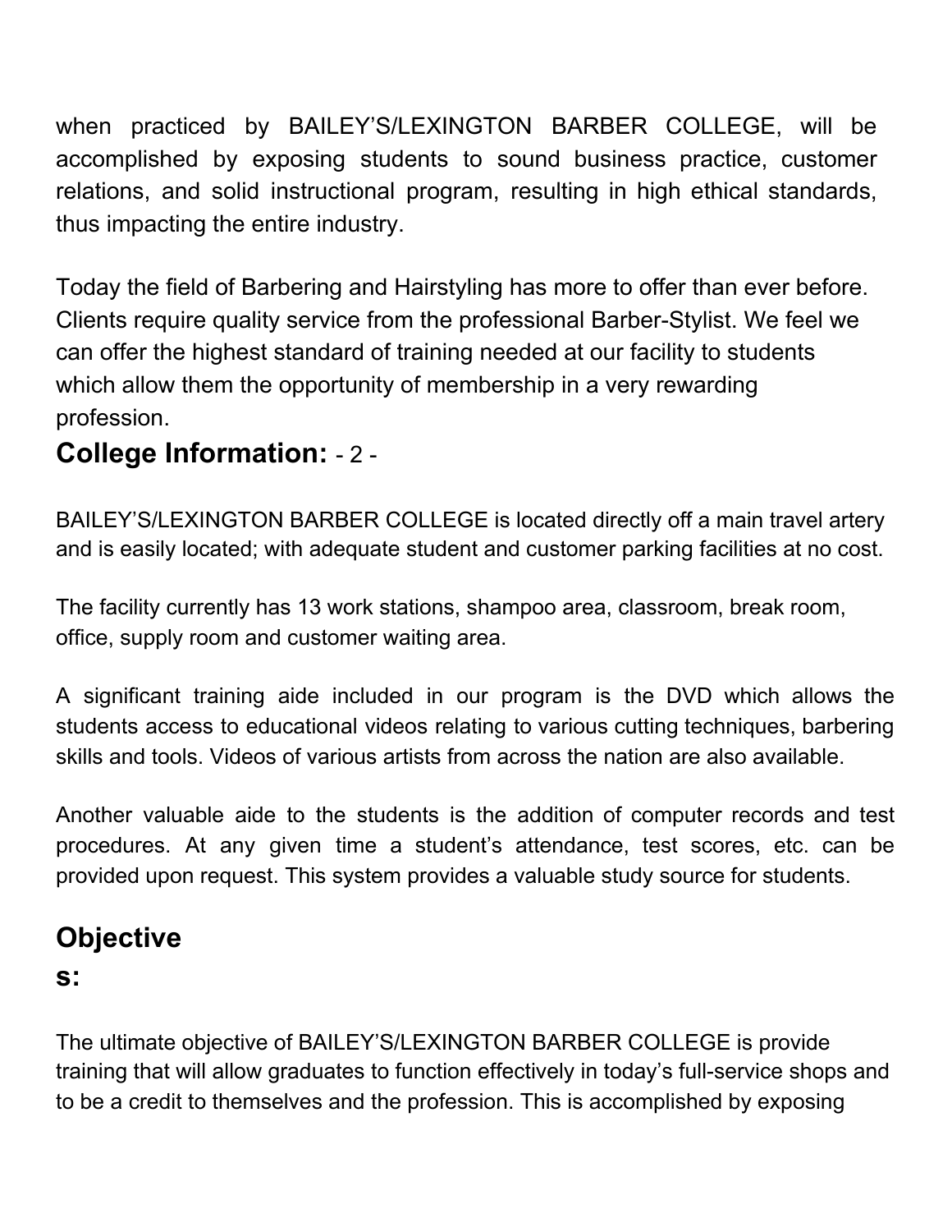when practiced by BAILEY'S/LEXINGTON BARBER COLLEGE, will be accomplished by exposing students to sound business practice, customer relations, and solid instructional program, resulting in high ethical standards, thus impacting the entire industry.

Today the field of Barbering and Hairstyling has more to offer than ever before. Clients require quality service from the professional Barber-Stylist. We feel we can offer the highest standard of training needed at our facility to students which allow them the opportunity of membership in a very rewarding profession.

## College Information:

BAILEY'S/LEXINGTON BARBER COLLEGE is located directly off a main travel artery and is easily located; with adequate student and customer parking facilities at no cost.

The facility currently has 13 work stations, shampoo area, classroom, break room, office, supply room and customer waiting area.

A significant training aide included in our program is the DVD which allows the students access to educational videos relating to various cutting techniques, barbering skills and tools. Videos of various artists from across the nation are also available.

Another valuable aide to the students is the addition of computer records and test procedures. At any given time a student's attendance, test scores, etc. can be provided upon request. This system provides a valuable study source for students.

## Objectives:

The ultimate objective of BAILEY'S/LEXINGTON BARBER COLLEGE is provide training that will allow graduates to function effectively in today's full-service shops and to be a credit to themselves and the profession. This is accomplished by exposing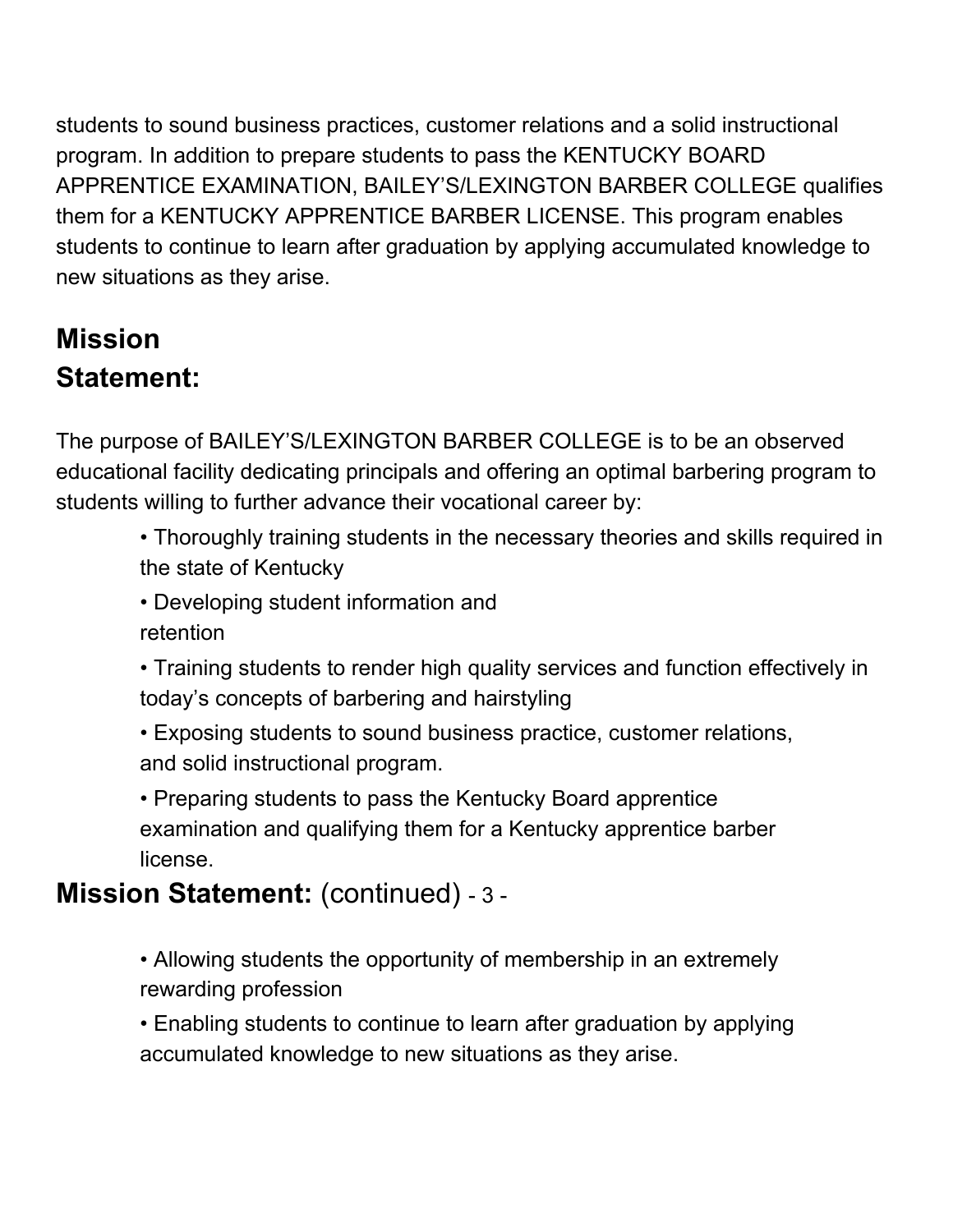students to sound business practices, customer relations and a solid instructional program. In addition to prepare students to pass the KENTUCKY BOARD APPRENTICE EXAMINATION, BAILEY'S/LEXINGTON BARBER COLLEGE qualifies them for a KENTUCKY APPRENTICE BARBER LICENSE. This program enables students to continue to learn after graduation by applying accumulated knowledge to new situations as they arise.

## Mission Statement:

The purpose of BAILEY'S/LEXINGTON BARBER COLLEGE is to be an observed educational facility dedicating principals and offering an optimal barbering program to students willing to further advance their vocational career by:

- Thoroughly training students in the necessary theories and skills required in the state of Kentucky
- Developing student information and retention
- Training students to render high quality services and function effectively in today's concepts of barbering and hairstyling
- Exposing students to sound business practice, customer relations, and solid instructional program.
- Preparing students to pass the Kentucky Board apprentice examination and qualifying them for a Kentucky apprentice barber license.

## Mission Statement: (continued)

- Allowing students the opportunity of membership in an extremely rewarding profession
- Enabling students to continue to learn after graduation by applying accumulated knowledge to new situations as they arise.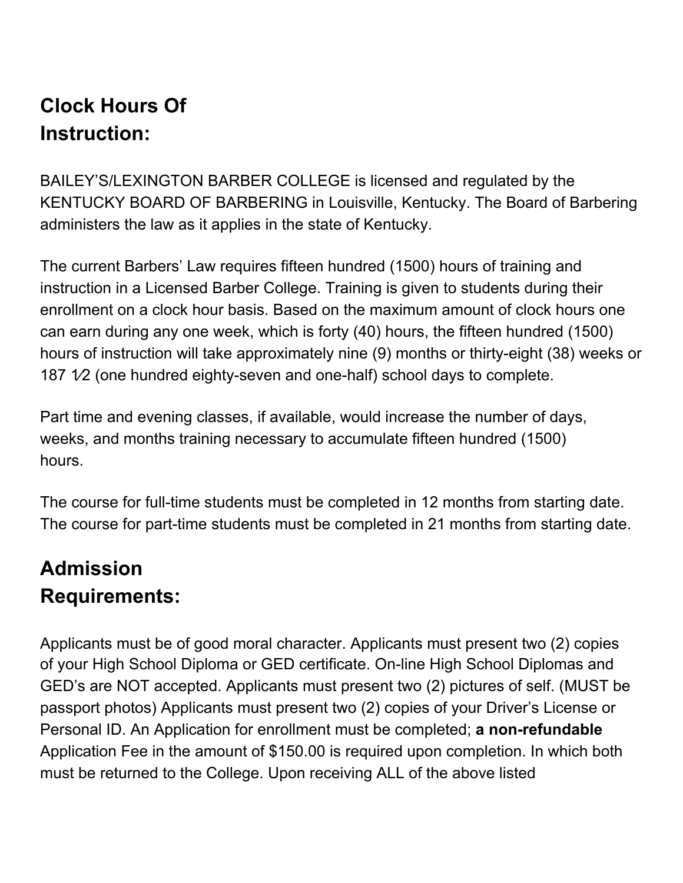## Clock Hours Of Instruction:

BAILEY'S/LEXINGTON BARBER COLLEGE is licensed and regulated by the KENTUCKY BOARD OF BARBERING in Louisville, Kentucky. The Board of Barbering administers the law as it applies in the state of Kentucky.

The current Barbers' Law requires fifteen hundred (1500) hours of training and instruction in a Licensed Barber College. Training is given to students during their enrollment on a clock hour basis. Based on the maximum amount of clock hours one can earn during any one week, which is forty (40) hours, the fifteen hundred (1500) hours of instruction will take approximately nine (9) months or thirty-eight (38) weeks or 187 1⁄2 (one hundred eighty-seven and one-half) school days to complete.

Part time and evening classes, if available, would increase the number of days, weeks, and months training necessary to accumulate fifteen hundred (1500) hours.

The course for full-time students must be completed in 12 months from starting date. The course for part-time students must be completed in 21 months from starting date.

## Admission Requirements:

Applicants must be of good moral character. Applicants must present two (2) copies of your High School Diploma or GED certificate. On-line High School Diplomas and GED's are NOT accepted. Applicants must present two (2) pictures of self. (MUST be passport photos) Applicants must present two (2) copies of your Driver's License or Personal ID. An Application for enrollment must be completed; **a non-refundable** Application Fee in the amount of $150.00 is required upon completion. In which both must be returned to the College. Upon receiving ALL of the above listed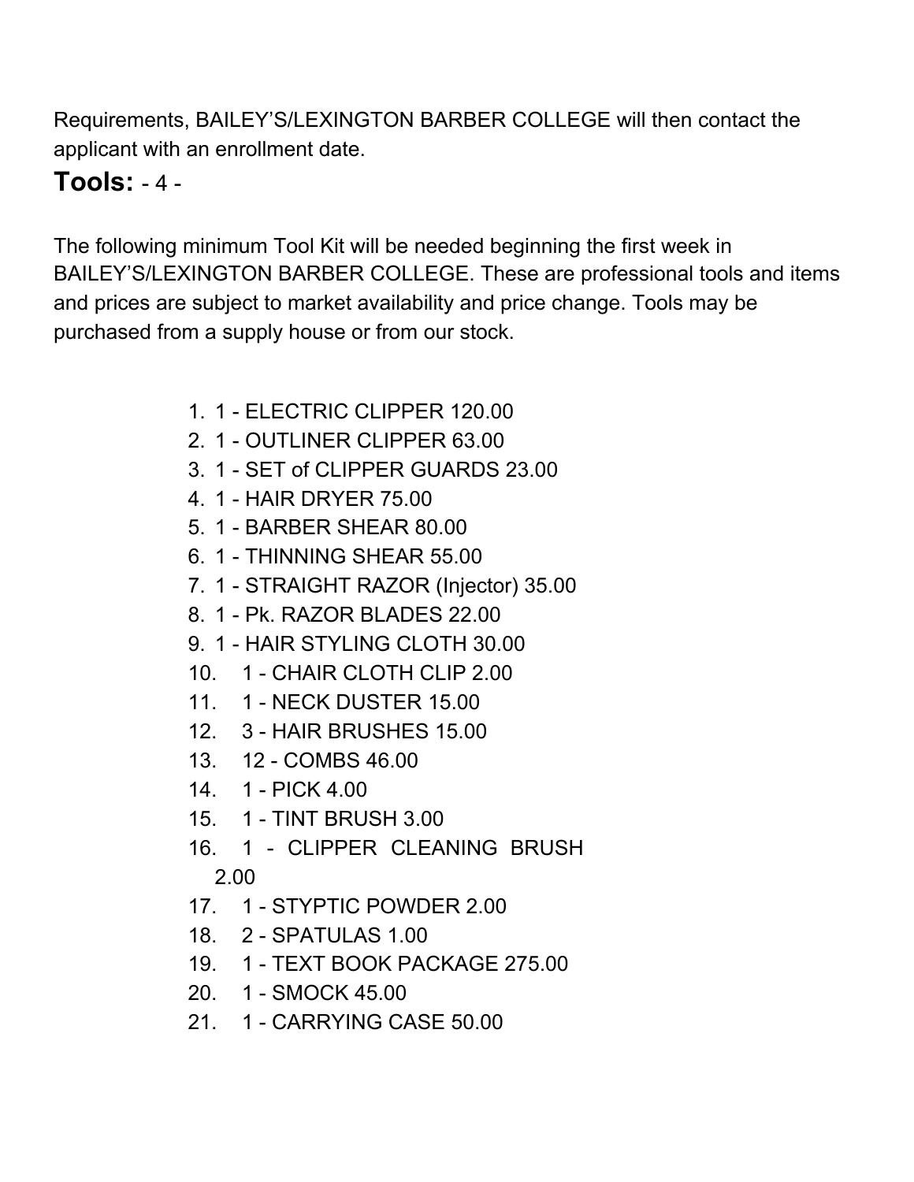Requirements, BAILEY'S/LEXINGTON BARBER COLLEGE will then contact the applicant with an enrollment date.

## Tools:

The following minimum Tool Kit will be needed beginning the first week in BAILEY'S/LEXINGTON BARBER COLLEGE. These are professional tools and items and prices are subject to market availability and price change. Tools may be purchased from a supply house or from our stock.

1. 1 - ELECTRIC CLIPPER 120.00
2. 1 - OUTLINER CLIPPER 63.00
3. 1 - SET of CLIPPER GUARDS 23.00
4. 1 - HAIR DRYER 75.00
5. 1 - BARBER SHEAR 80.00
6. 1 - THINNING SHEAR 55.00
7. 1 - STRAIGHT RAZOR (Injector) 35.00
8. 1 - Pk. RAZOR BLADES 22.00
9. 1 - HAIR STYLING CLOTH 30.00
10. 1 - CHAIR CLOTH CLIP 2.00
11. 1 - NECK DUSTER 15.00
12. 3 - HAIR BRUSHES 15.00
13. 12 - COMBS 46.00
14. 1 - PICK 4.00
15. 1 - TINT BRUSH 3.00
16. 1 - CLIPPER CLEANING BRUSH 2.00
17. 1 - STYPTIC POWDER 2.00
18. 2 - SPATULAS 1.00
19. 1 - TEXT BOOK PACKAGE 275.00
20. 1 - SMOCK 45.00
21. 1 - CARRYING CASE 50.00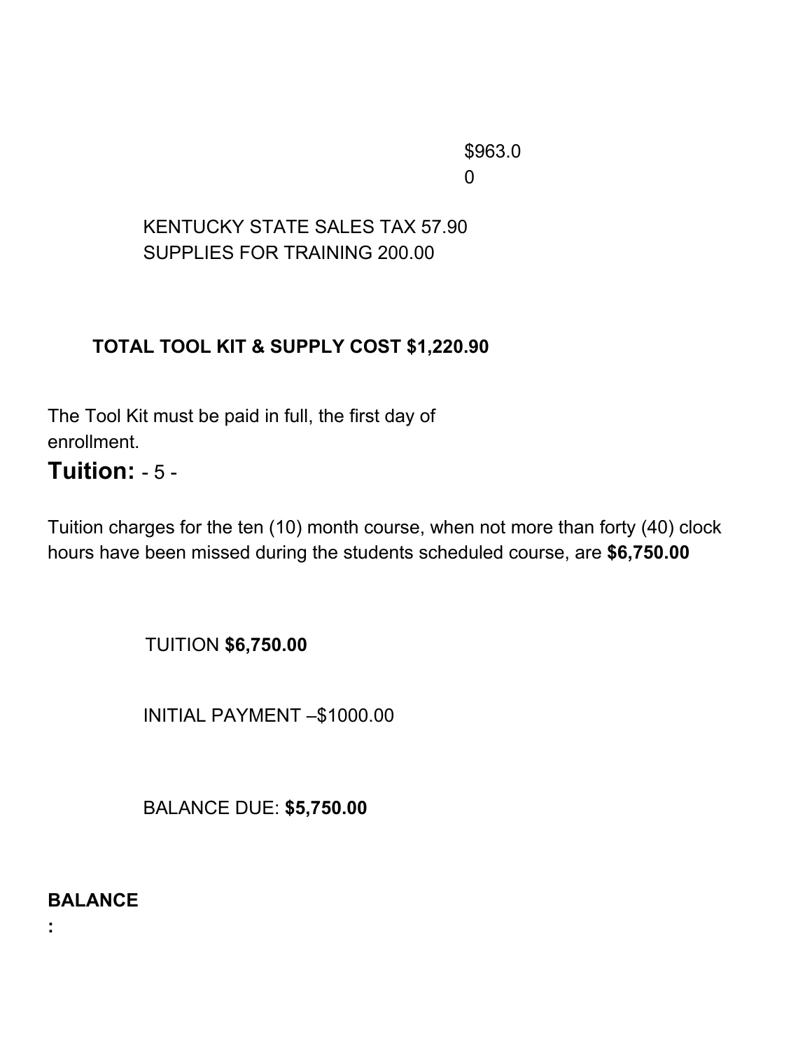$963.00

KENTUCKY STATE SALES TAX 57.90
SUPPLIES FOR TRAINING 200.00

**TOTAL TOOL KIT & SUPPLY COST $1,220.90**

The Tool Kit must be paid in full, the first day of enrollment.

## Tuition:

Tuition charges for the ten (10) month course, when not more than forty (40) clock hours have been missed during the students scheduled course, are **$6,750.00**

TUITION **$6,750.00**

INITIAL PAYMENT –$1000.00

BALANCE DUE: **$5,750.00**

**BALANCE:**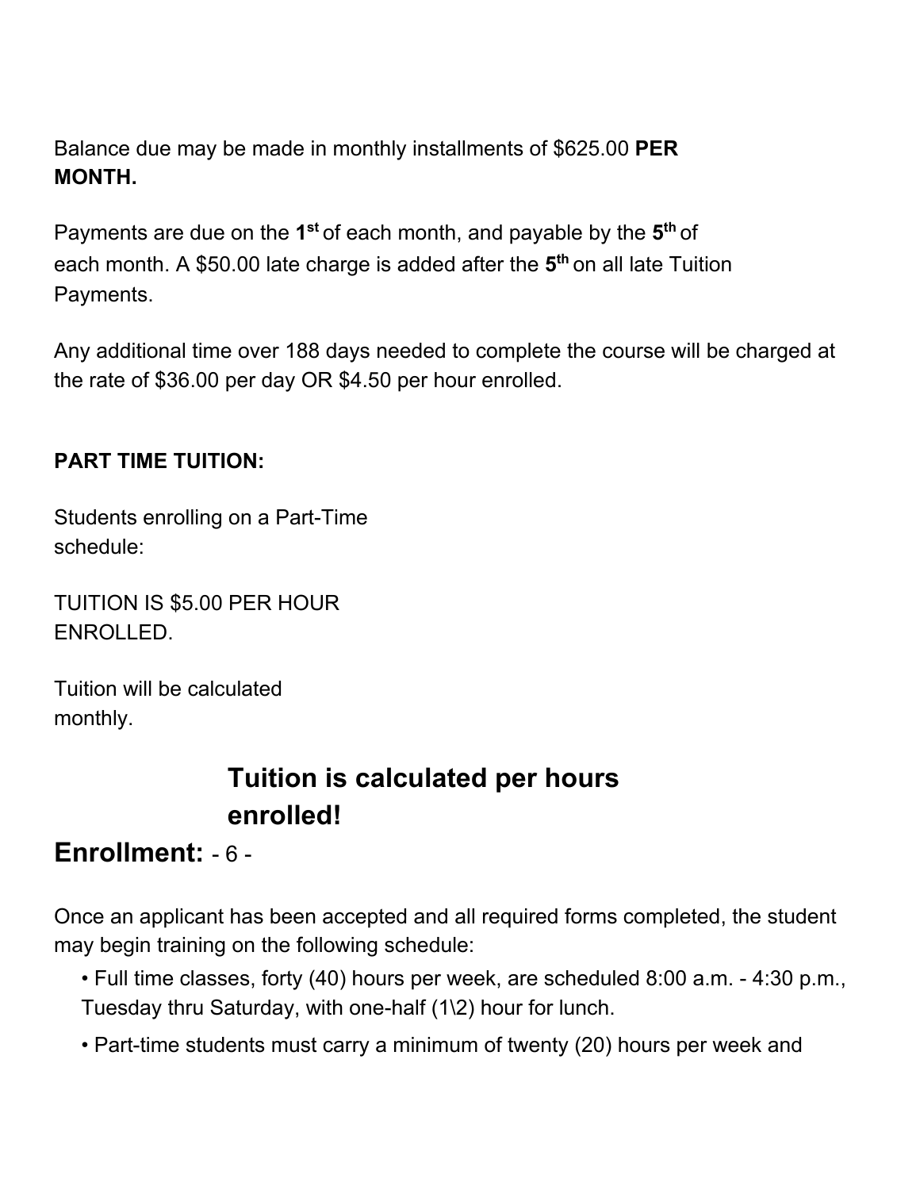Balance due may be made in monthly installments of $625.00 **PER MONTH.**

Payments are due on the **1st** of each month, and payable by the **5th** of each month. A $50.00 late charge is added after the **5th** on all late Tuition Payments.

Any additional time over 188 days needed to complete the course will be charged at the rate of $36.00 per day OR $4.50 per hour enrolled.

**PART TIME TUITION:**

Students enrolling on a Part-Time schedule:

TUITION IS $5.00 PER HOUR ENROLLED.

Tuition will be calculated monthly.

## Tuition is calculated per hours enrolled!

## Enrollment:

Once an applicant has been accepted and all required forms completed, the student may begin training on the following schedule:

- Full time classes, forty (40) hours per week, are scheduled 8:00 a.m. - 4:30 p.m., Tuesday thru Saturday, with one-half (1\2) hour for lunch.
- Part-time students must carry a minimum of twenty (20) hours per week and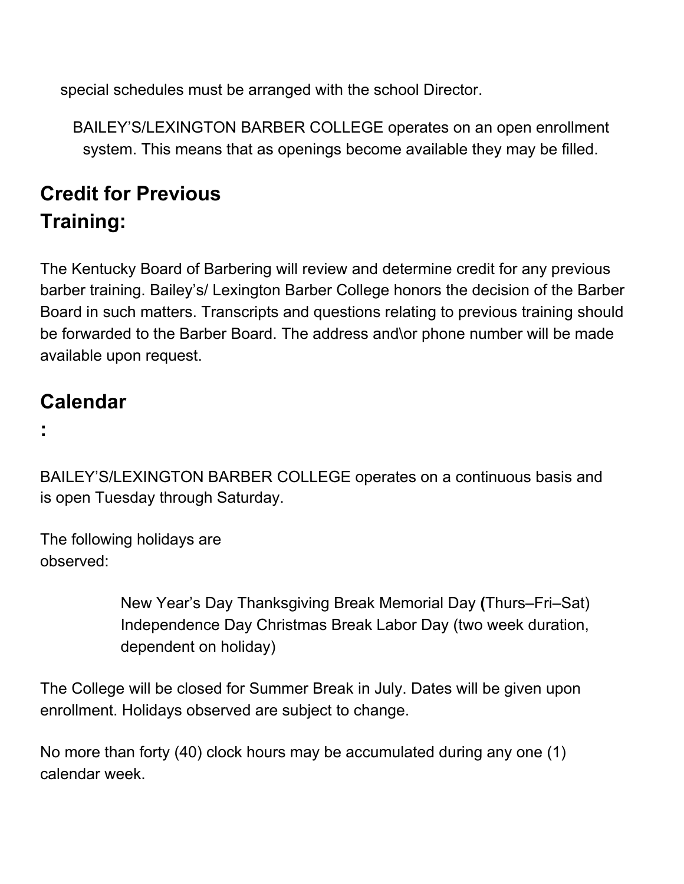special schedules must be arranged with the school Director.

BAILEY'S/LEXINGTON BARBER COLLEGE operates on an open enrollment system. This means that as openings become available they may be filled.

## Credit for Previous Training:

The Kentucky Board of Barbering will review and determine credit for any previous barber training. Bailey's/ Lexington Barber College honors the decision of the Barber Board in such matters. Transcripts and questions relating to previous training should be forwarded to the Barber Board. The address and\or phone number will be made available upon request.

## Calendar:

BAILEY'S/LEXINGTON BARBER COLLEGE operates on a continuous basis and is open Tuesday through Saturday.

The following holidays are observed:

> New Year's Day Thanksgiving Break Memorial Day **(**Thurs–Fri–Sat) Independence Day Christmas Break Labor Day (two week duration, dependent on holiday)

The College will be closed for Summer Break in July. Dates will be given upon enrollment. Holidays observed are subject to change.

No more than forty (40) clock hours may be accumulated during any one (1) calendar week.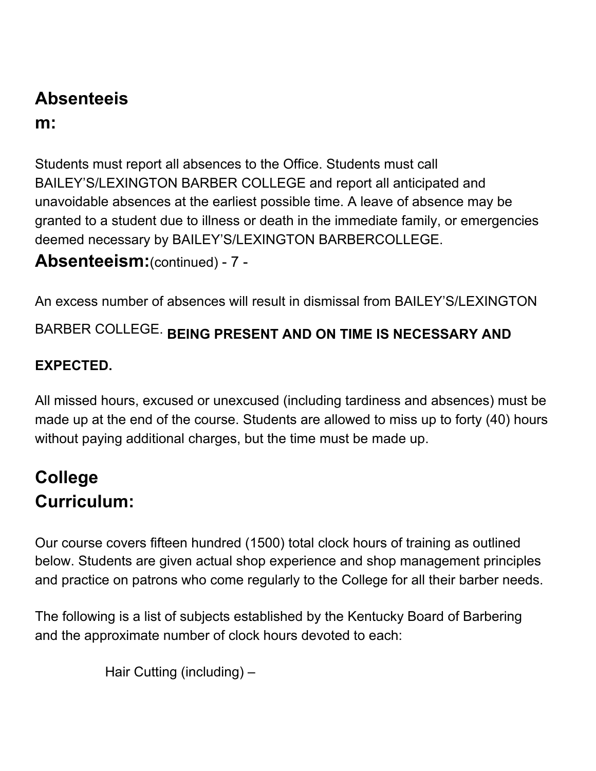## Absenteeism:

Students must report all absences to the Office. Students must call BAILEY'S/LEXINGTON BARBER COLLEGE and report all anticipated and unavoidable absences at the earliest possible time. A leave of absence may be granted to a student due to illness or death in the immediate family, or emergencies deemed necessary by BAILEY'S/LEXINGTON BARBERCOLLEGE.

## Absenteeism:(continued)

An excess number of absences will result in dismissal from BAILEY'S/LEXINGTON BARBER COLLEGE. **BEING PRESENT AND ON TIME IS NECESSARY AND EXPECTED.**

All missed hours, excused or unexcused (including tardiness and absences) must be made up at the end of the course. Students are allowed to miss up to forty (40) hours without paying additional charges, but the time must be made up.

## College Curriculum:

Our course covers fifteen hundred (1500) total clock hours of training as outlined below. Students are given actual shop experience and shop management principles and practice on patrons who come regularly to the College for all their barber needs.

The following is a list of subjects established by the Kentucky Board of Barbering and the approximate number of clock hours devoted to each:

Hair Cutting (including) –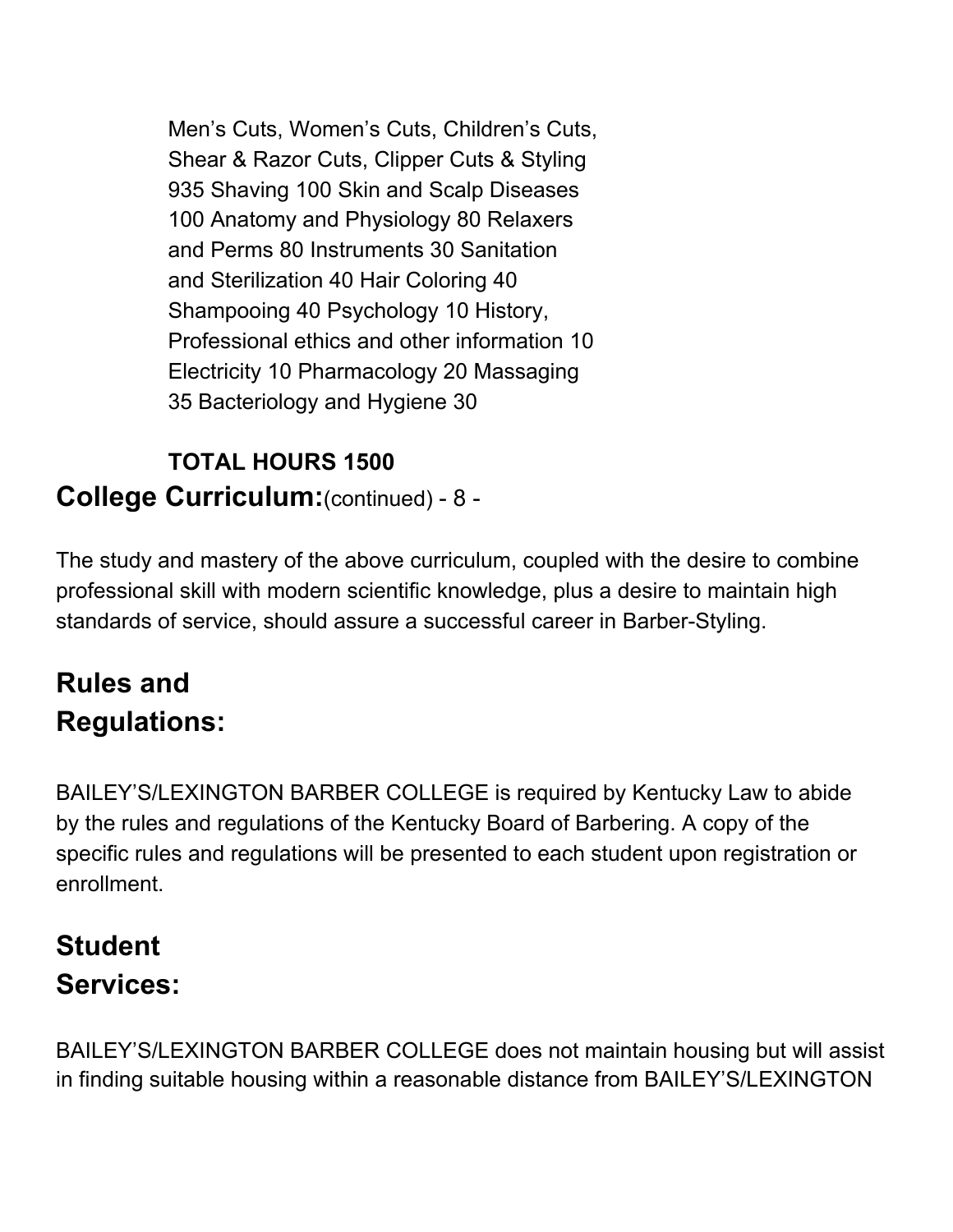Men's Cuts, Women's Cuts, Children's Cuts, Shear & Razor Cuts, Clipper Cuts & Styling 935 Shaving 100 Skin and Scalp Diseases 100 Anatomy and Physiology 80 Relaxers and Perms 80 Instruments 30 Sanitation and Sterilization 40 Hair Coloring 40 Shampooing 40 Psychology 10 History, Professional ethics and other information 10 Electricity 10 Pharmacology 20 Massaging 35 Bacteriology and Hygiene 30

**TOTAL HOURS 1500**

## College Curriculum:(continued) - 8 -

The study and mastery of the above curriculum, coupled with the desire to combine professional skill with modern scientific knowledge, plus a desire to maintain high standards of service, should assure a successful career in Barber-Styling.

## Rules and Regulations:

BAILEY'S/LEXINGTON BARBER COLLEGE is required by Kentucky Law to abide by the rules and regulations of the Kentucky Board of Barbering. A copy of the specific rules and regulations will be presented to each student upon registration or enrollment.

## Student Services:

BAILEY'S/LEXINGTON BARBER COLLEGE does not maintain housing but will assist in finding suitable housing within a reasonable distance from BAILEY'S/LEXINGTON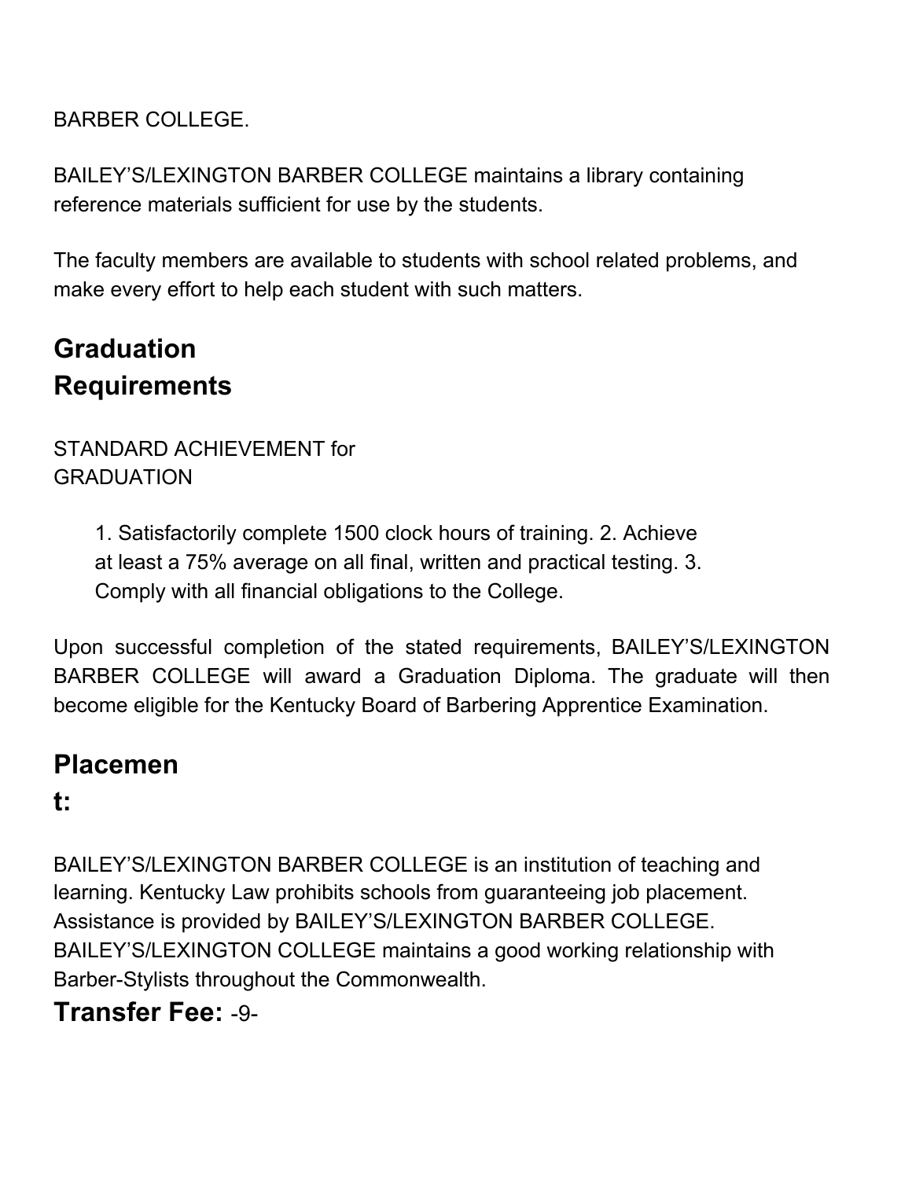BARBER COLLEGE.

BAILEY'S/LEXINGTON BARBER COLLEGE maintains a library containing reference materials sufficient for use by the students.

The faculty members are available to students with school related problems, and make every effort to help each student with such matters.

## Graduation Requirements

STANDARD ACHIEVEMENT for GRADUATION

1. Satisfactorily complete 1500 clock hours of training.
2. Achieve at least a 75% average on all final, written and practical testing.
3. Comply with all financial obligations to the College.

Upon successful completion of the stated requirements, BAILEY'S/LEXINGTON BARBER COLLEGE will award a Graduation Diploma. The graduate will then become eligible for the Kentucky Board of Barbering Apprentice Examination.

## Placement:

BAILEY'S/LEXINGTON BARBER COLLEGE is an institution of teaching and learning. Kentucky Law prohibits schools from guaranteeing job placement. Assistance is provided by BAILEY'S/LEXINGTON BARBER COLLEGE. BAILEY'S/LEXINGTON COLLEGE maintains a good working relationship with Barber-Stylists throughout the Commonwealth.

## Transfer Fee: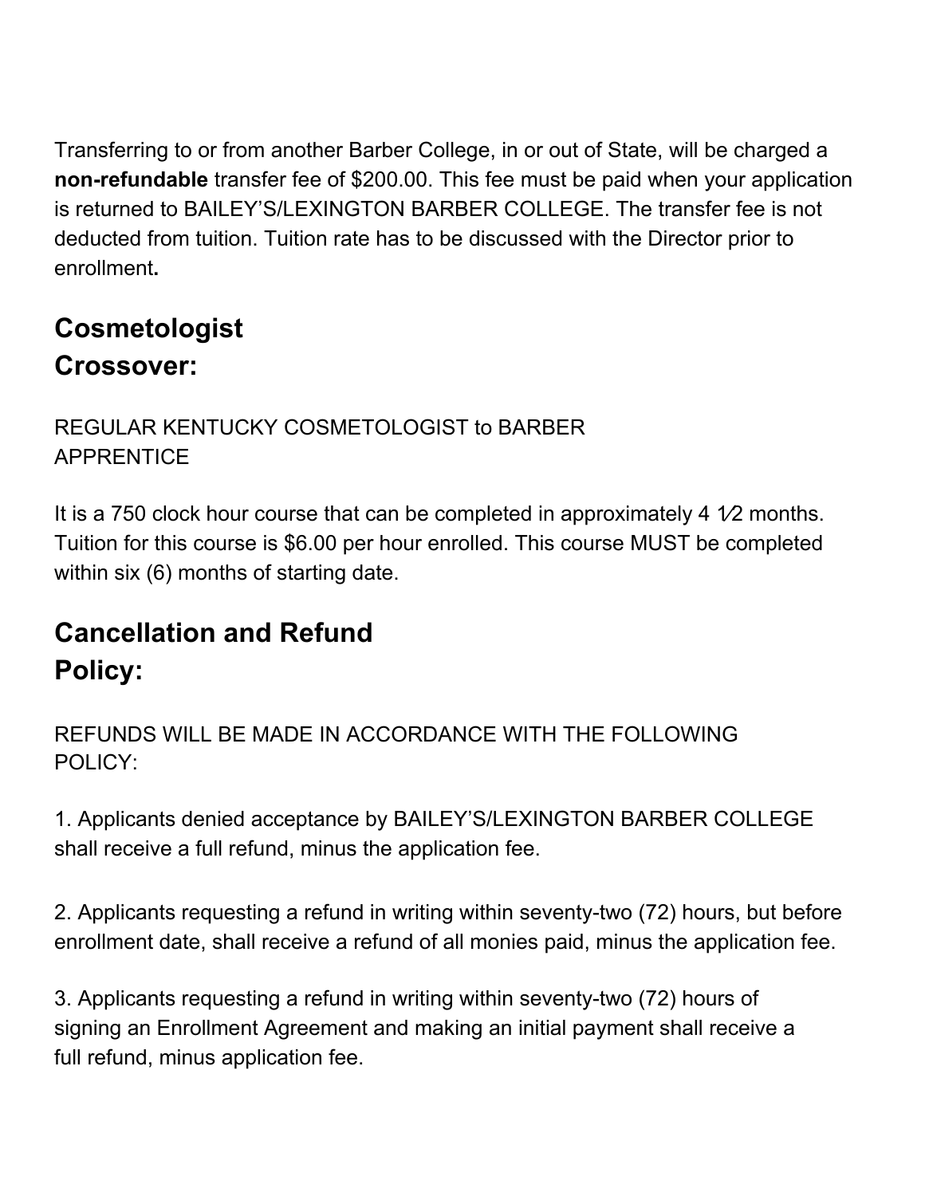Transferring to or from another Barber College, in or out of State, will be charged a **non-refundable** transfer fee of $200.00. This fee must be paid when your application is returned to BAILEY'S/LEXINGTON BARBER COLLEGE. The transfer fee is not deducted from tuition. Tuition rate has to be discussed with the Director prior to enrollment**.**

## Cosmetologist Crossover:

REGULAR KENTUCKY COSMETOLOGIST to BARBER APPRENTICE

It is a 750 clock hour course that can be completed in approximately 4 ½ months. Tuition for this course is $6.00 per hour enrolled. This course MUST be completed within six (6) months of starting date.

## Cancellation and Refund Policy:

REFUNDS WILL BE MADE IN ACCORDANCE WITH THE FOLLOWING POLICY:

1. Applicants denied acceptance by BAILEY'S/LEXINGTON BARBER COLLEGE shall receive a full refund, minus the application fee.

2. Applicants requesting a refund in writing within seventy-two (72) hours, but before enrollment date, shall receive a refund of all monies paid, minus the application fee.

3. Applicants requesting a refund in writing within seventy-two (72) hours of signing an Enrollment Agreement and making an initial payment shall receive a full refund, minus application fee.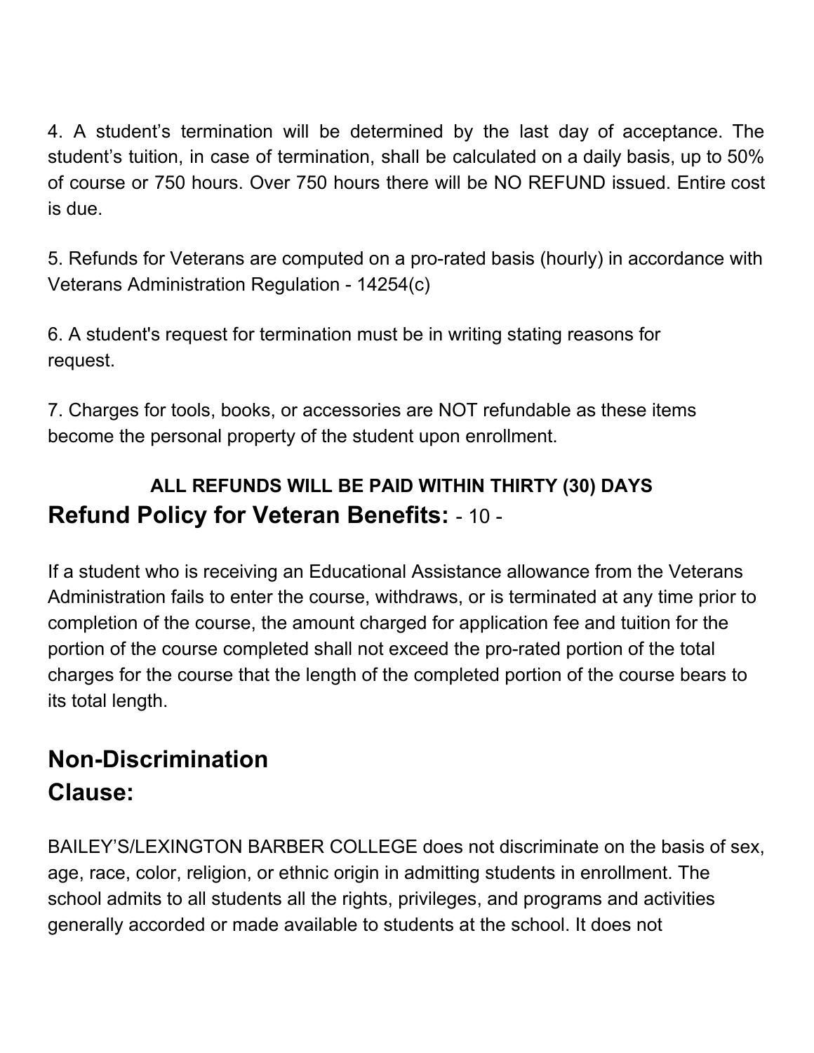4. A student’s termination will be determined by the last day of acceptance. The student’s tuition, in case of termination, shall be calculated on a daily basis, up to 50% of course or 750 hours. Over 750 hours there will be NO REFUND issued. Entire cost is due.

5. Refunds for Veterans are computed on a pro-rated basis (hourly) in accordance with Veterans Administration Regulation - 14254(c)

6. A student's request for termination must be in writing stating reasons for request.

7. Charges for tools, books, or accessories are NOT refundable as these items become the personal property of the student upon enrollment.

**ALL REFUNDS WILL BE PAID WITHIN THIRTY (30) DAYS**

## Refund Policy for Veteran Benefits:

If a student who is receiving an Educational Assistance allowance from the Veterans Administration fails to enter the course, withdraws, or is terminated at any time prior to completion of the course, the amount charged for application fee and tuition for the portion of the course completed shall not exceed the pro-rated portion of the total charges for the course that the length of the completed portion of the course bears to its total length.

## Non-Discrimination Clause:

BAILEY’S/LEXINGTON BARBER COLLEGE does not discriminate on the basis of sex, age, race, color, religion, or ethnic origin in admitting students in enrollment. The school admits to all students all the rights, privileges, and programs and activities generally accorded or made available to students at the school. It does not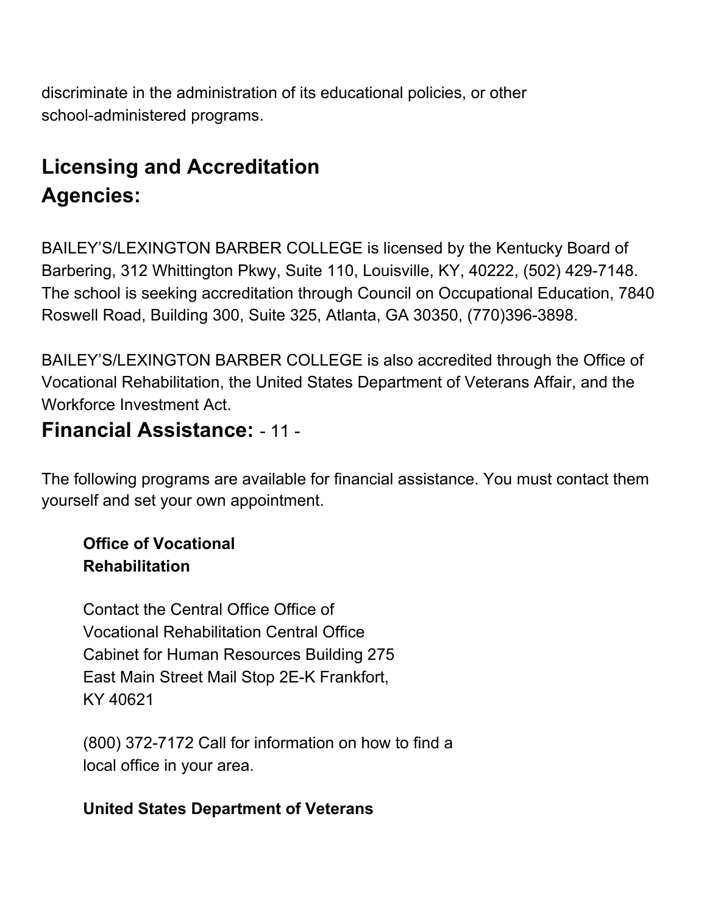discriminate in the administration of its educational policies, or other school-administered programs.

## Licensing and Accreditation Agencies:

BAILEY'S/LEXINGTON BARBER COLLEGE is licensed by the Kentucky Board of Barbering, 312 Whittington Pkwy, Suite 110, Louisville, KY, 40222, (502) 429-7148. The school is seeking accreditation through Council on Occupational Education, 7840 Roswell Road, Building 300, Suite 325, Atlanta, GA 30350, (770)396-3898.

BAILEY'S/LEXINGTON BARBER COLLEGE is also accredited through the Office of Vocational Rehabilitation, the United States Department of Veterans Affair, and the Workforce Investment Act.

## Financial Assistance:

The following programs are available for financial assistance. You must contact them yourself and set your own appointment.

**Office of Vocational Rehabilitation**

Contact the Central Office Office of Vocational Rehabilitation Central Office Cabinet for Human Resources Building 275 East Main Street Mail Stop 2E-K Frankfort, KY 40621

(800) 372-7172 Call for information on how to find a local office in your area.

**United States Department of Veterans**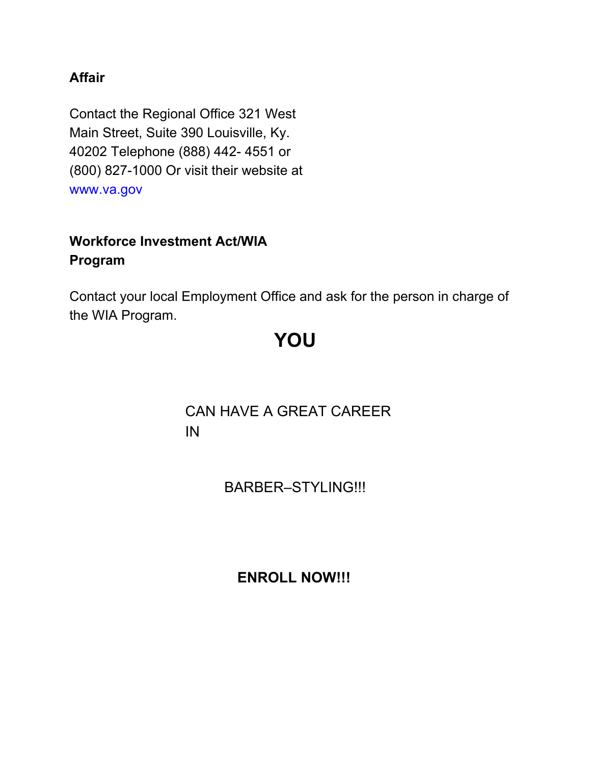**Affair**

Contact the Regional Office 321 West Main Street, Suite 390 Louisville, Ky. 40202 Telephone (888) 442- 4551 or (800) 827-1000 Or visit their website at www.va.gov

**Workforce Investment Act/WIA Program**

Contact your local Employment Office and ask for the person in charge of the WIA Program.

# YOU

CAN HAVE A GREAT CAREER IN

BARBER–STYLING!!!

**ENROLL NOW!!!**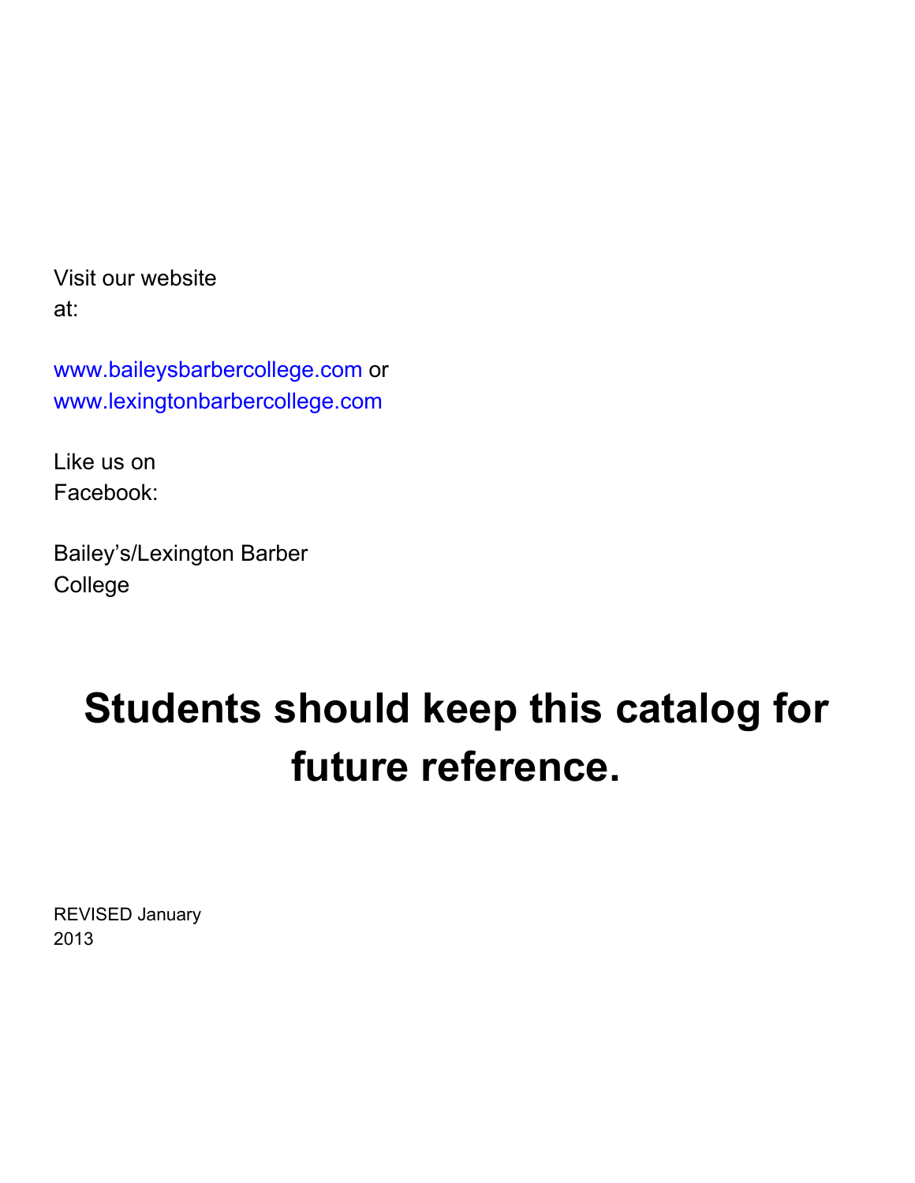Visit our website at:

www.baileysbarbercollege.com or www.lexingtonbarbercollege.com

Like us on Facebook:

Bailey's/Lexington Barber College

# Students should keep this catalog for future reference.

REVISED January 2013